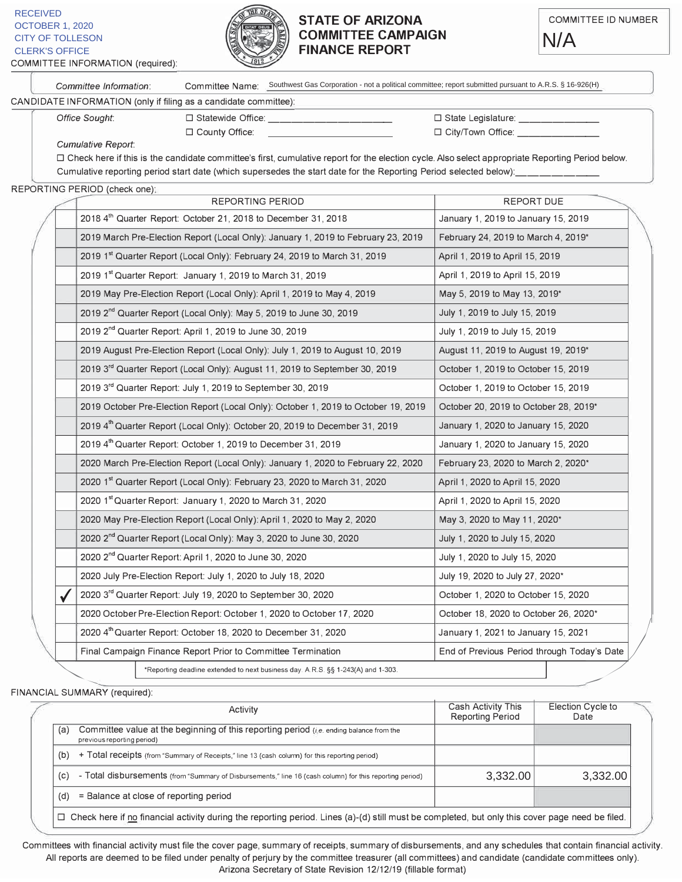RECEIVED
OCTOBER 1, 2020
CITY OF TOLLESON
CLERK'S OFFICE

# STATE OF ARIZONA COMMITTEE CAMPAIGN FINANCE REPORT

COMMITTEE ID NUMBER
N/A

COMMITTEE INFORMATION (required):

*Committee Information*: Committee Name: Southwest Gas Corporation - not a political committee; report submitted pursuant to A.R.S. § 16-926(H)

CANDIDATE INFORMATION (only if filing as a candidate committee):

*Office Sought*:
☐ Statewide Office: ______________________ ☐ State Legislature: ______________
☐ County Office: ______________________ ☐ City/Town Office: ______________

*Cumulative Report*:
☐ Check here if this is the candidate committee's first, cumulative report for the election cycle. Also select appropriate Reporting Period below.
Cumulative reporting period start date (which supersedes the start date for the Reporting Period selected below):____________

REPORTING PERIOD (check one):

| | REPORTING PERIOD | REPORT DUE |
|---|---|---|
| | 2018 4th Quarter Report: October 21, 2018 to December 31, 2018 | January 1, 2019 to January 15, 2019 |
| | 2019 March Pre-Election Report (Local Only): January 1, 2019 to February 23, 2019 | February 24, 2019 to March 4, 2019* |
| | 2019 1st Quarter Report (Local Only): February 24, 2019 to March 31, 2019 | April 1, 2019 to April 15, 2019 |
| | 2019 1st Quarter Report: January 1, 2019 to March 31, 2019 | April 1, 2019 to April 15, 2019 |
| | 2019 May Pre-Election Report (Local Only): April 1, 2019 to May 4, 2019 | May 5, 2019 to May 13, 2019* |
| | 2019 2nd Quarter Report (Local Only): May 5, 2019 to June 30, 2019 | July 1, 2019 to July 15, 2019 |
| | 2019 2nd Quarter Report: April 1, 2019 to June 30, 2019 | July 1, 2019 to July 15, 2019 |
| | 2019 August Pre-Election Report (Local Only): July 1, 2019 to August 10, 2019 | August 11, 2019 to August 19, 2019* |
| | 2019 3rd Quarter Report (Local Only): August 11, 2019 to September 30, 2019 | October 1, 2019 to October 15, 2019 |
| | 2019 3rd Quarter Report: July 1, 2019 to September 30, 2019 | October 1, 2019 to October 15, 2019 |
| | 2019 October Pre-Election Report (Local Only): October 1, 2019 to October 19, 2019 | October 20, 2019 to October 28, 2019* |
| | 2019 4th Quarter Report (Local Only): October 20, 2019 to December 31, 2019 | January 1, 2020 to January 15, 2020 |
| | 2019 4th Quarter Report: October 1, 2019 to December 31, 2019 | January 1, 2020 to January 15, 2020 |
| | 2020 March Pre-Election Report (Local Only): January 1, 2020 to February 22, 2020 | February 23, 2020 to March 2, 2020* |
| | 2020 1st Quarter Report (Local Only): February 23, 2020 to March 31, 2020 | April 1, 2020 to April 15, 2020 |
| | 2020 1st Quarter Report: January 1, 2020 to March 31, 2020 | April 1, 2020 to April 15, 2020 |
| | 2020 May Pre-Election Report (Local Only): April 1, 2020 to May 2, 2020 | May 3, 2020 to May 11, 2020* |
| | 2020 2nd Quarter Report (Local Only): May 3, 2020 to June 30, 2020 | July 1, 2020 to July 15, 2020 |
| | 2020 2nd Quarter Report: April 1, 2020 to June 30, 2020 | July 1, 2020 to July 15, 2020 |
| | 2020 July Pre-Election Report: July 1, 2020 to July 18, 2020 | July 19, 2020 to July 27, 2020* |
| ✓ | 2020 3rd Quarter Report: July 19, 2020 to September 30, 2020 | October 1, 2020 to October 15, 2020 |
| | 2020 October Pre-Election Report: October 1, 2020 to October 17, 2020 | October 18, 2020 to October 26, 2020* |
| | 2020 4th Quarter Report: October 18, 2020 to December 31, 2020 | January 1, 2021 to January 15, 2021 |
| | Final Campaign Finance Report Prior to Committee Termination | End of Previous Period through Today's Date |

*Reporting deadline extended to next business day. A.R.S. §§ 1-243(A) and 1-303.

FINANCIAL SUMMARY (required):

| | Activity | Cash Activity This Reporting Period | Election Cycle to Date |
|---|---|---|---|
| (a) | Committee value at the beginning of this reporting period (*i.e.* ending balance from the previous reporting period) | | |
| (b) | + Total receipts (from "Summary of Receipts," line 13 (cash column) for this reporting period) | | |
| (c) | - Total disbursements (from "Summary of Disbursements," line 16 (cash column) for this reporting period) | 3,332.00 | 3,332.00 |
| (d) | = Balance at close of reporting period | | |

☐ Check here if no financial activity during the reporting period. Lines (a)-(d) still must be completed, but only this cover page need be filed.

Committees with financial activity must file the cover page, summary of receipts, summary of disbursements, and any schedules that contain financial activity. All reports are deemed to be filed under penalty of perjury by the committee treasurer (all committees) and candidate (candidate committees only).
Arizona Secretary of State Revision 12/12/19 (fillable format)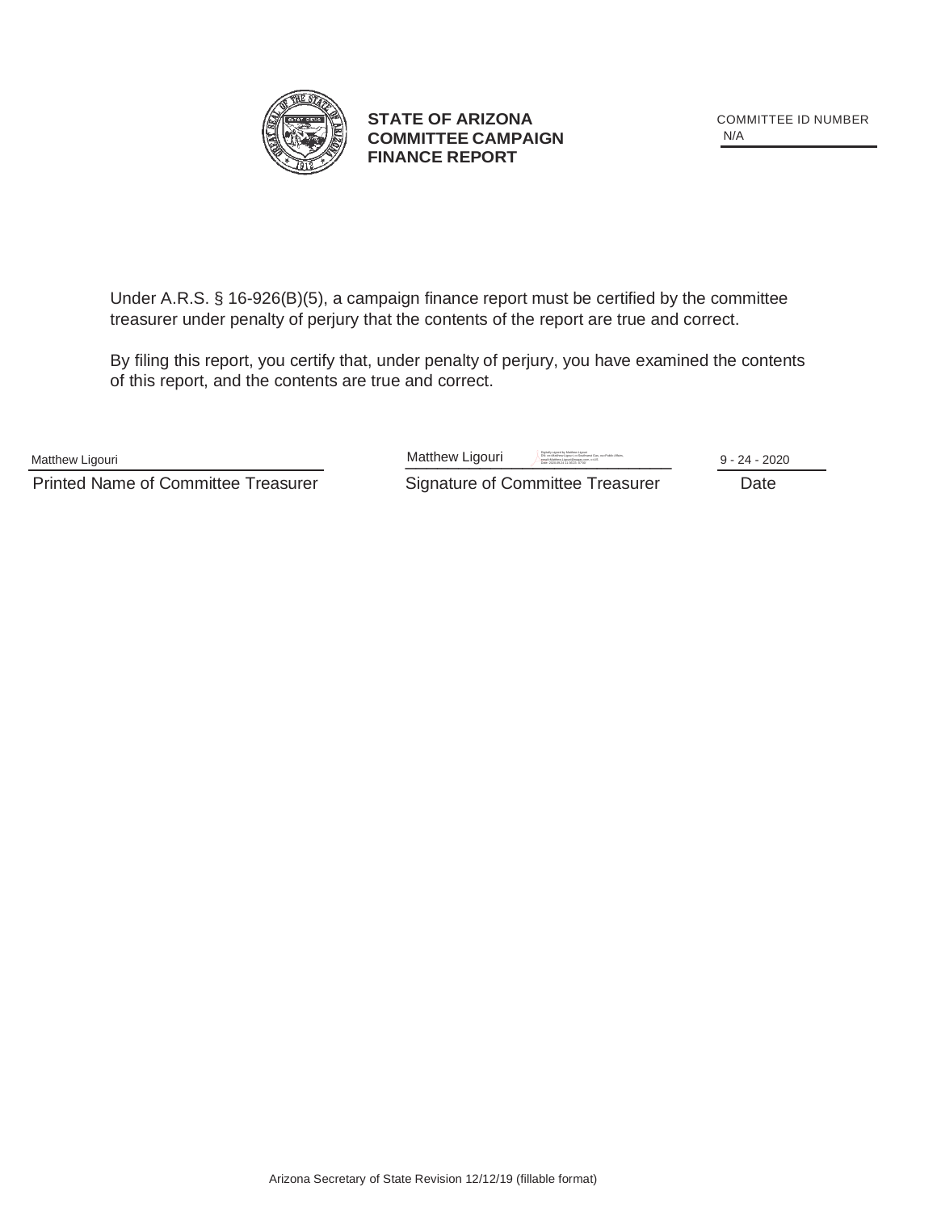**STATE OF ARIZONA**
**COMMITTEE CAMPAIGN**
**FINANCE REPORT**

COMMITTEE ID NUMBER
N/A

Under A.R.S. § 16-926(B)(5), a campaign finance report must be certified by the committee treasurer under penalty of perjury that the contents of the report are true and correct.

By filing this report, you certify that, under penalty of perjury, you have examined the contents of this report, and the contents are true and correct.

| Matthew Ligouri | Matthew Ligouri | 9 - 24 - 2020 |
|---|---|---|
| Printed Name of Committee Treasurer | Signature of Committee Treasurer | Date |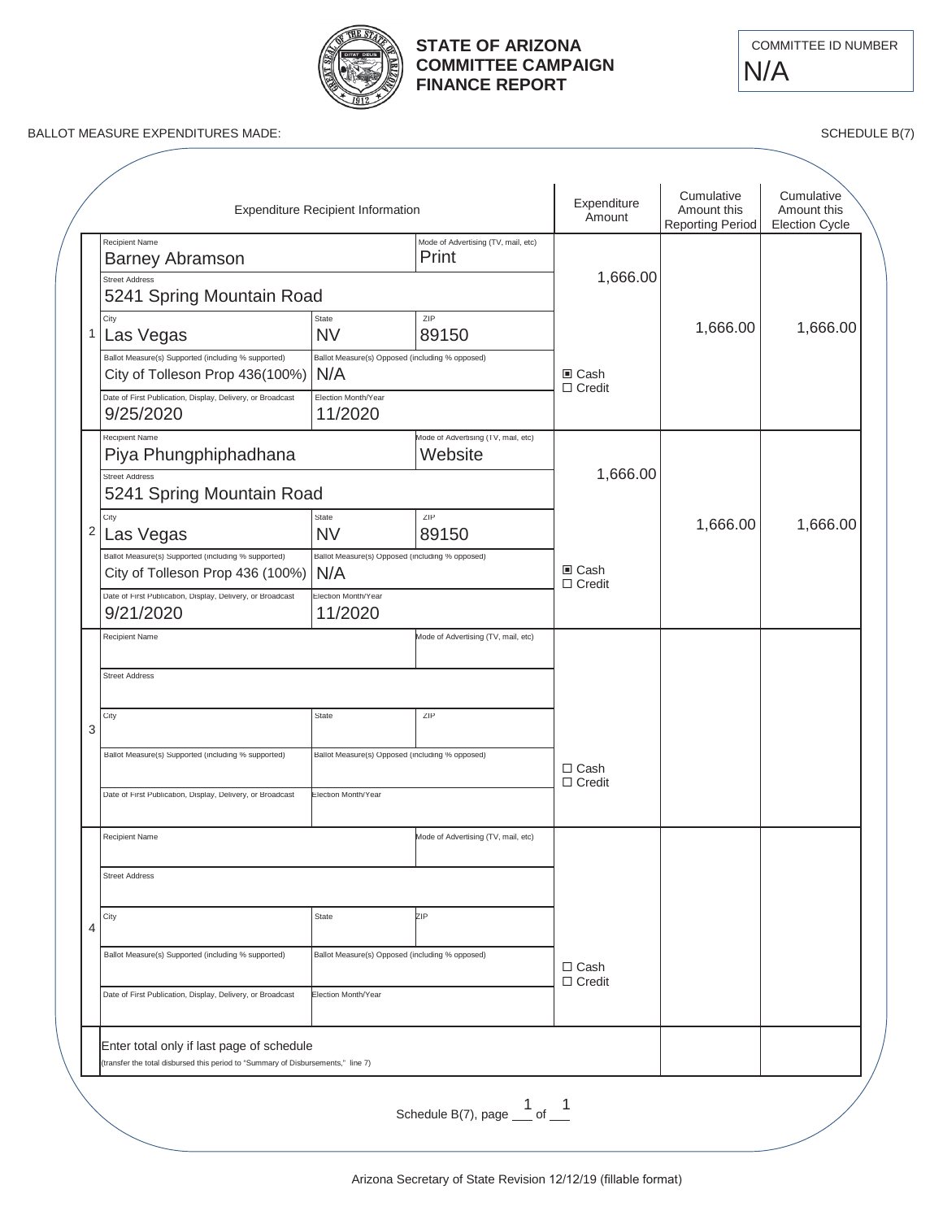# STATE OF ARIZONA COMMITTEE CAMPAIGN FINANCE REPORT

COMMITTEE ID NUMBER
N/A

BALLOT MEASURE EXPENDITURES MADE: SCHEDULE B(7)

| | Expenditure Recipient Information | Expenditure Amount | Cumulative Amount this Reporting Period | Cumulative Amount this Election Cycle |
|---|---|---|---|---|
| 1 | Recipient Name: Barney Abramson<br>Mode of Advertising (TV, mail, etc): Print<br>Street Address: 5241 Spring Mountain Road<br>City: Las Vegas<br>State: NV<br>ZIP: 89150<br>Ballot Measure(s) Supported (including % supported): City of Tolleson Prop 436(100%)<br>Ballot Measure(s) Opposed (including % opposed): N/A<br>Date of First Publication, Display, Delivery, or Broadcast: 9/25/2020<br>Election Month/Year: 11/2020 | 1,666.00<br>☒ Cash<br>☐ Credit | 1,666.00 | 1,666.00 |
| 2 | Recipient Name: Piya Phungphiphadhana<br>Mode of Advertising (TV, mail, etc): Website<br>Street Address: 5241 Spring Mountain Road<br>City: Las Vegas<br>State: NV<br>ZIP: 89150<br>Ballot Measure(s) Supported (including % supported): City of Tolleson Prop 436 (100%)<br>Ballot Measure(s) Opposed (including % opposed): N/A<br>Date of First Publication, Display, Delivery, or Broadcast: 9/21/2020<br>Election Month/Year: 11/2020 | 1,666.00<br>☒ Cash<br>☐ Credit | 1,666.00 | 1,666.00 |
| 3 | Recipient Name:<br>Mode of Advertising (TV, mail, etc):<br>Street Address:<br>City:<br>State:<br>ZIP:<br>Ballot Measure(s) Supported (including % supported):<br>Ballot Measure(s) Opposed (including % opposed):<br>Date of First Publication, Display, Delivery, or Broadcast:<br>Election Month/Year: | ☐ Cash<br>☐ Credit | | |
| 4 | Recipient Name:<br>Mode of Advertising (TV, mail, etc):<br>Street Address:<br>City:<br>State:<br>ZIP:<br>Ballot Measure(s) Supported (including % supported):<br>Ballot Measure(s) Opposed (including % opposed):<br>Date of First Publication, Display, Delivery, or Broadcast:<br>Election Month/Year: | ☐ Cash<br>☐ Credit | | |
| | Enter total only if last page of schedule<br>(transfer the total disbursed this period to "Summary of Disbursements," line 7) | | | |

Schedule B(7), page 1 of 1

Arizona Secretary of State Revision 12/12/19 (fillable format)